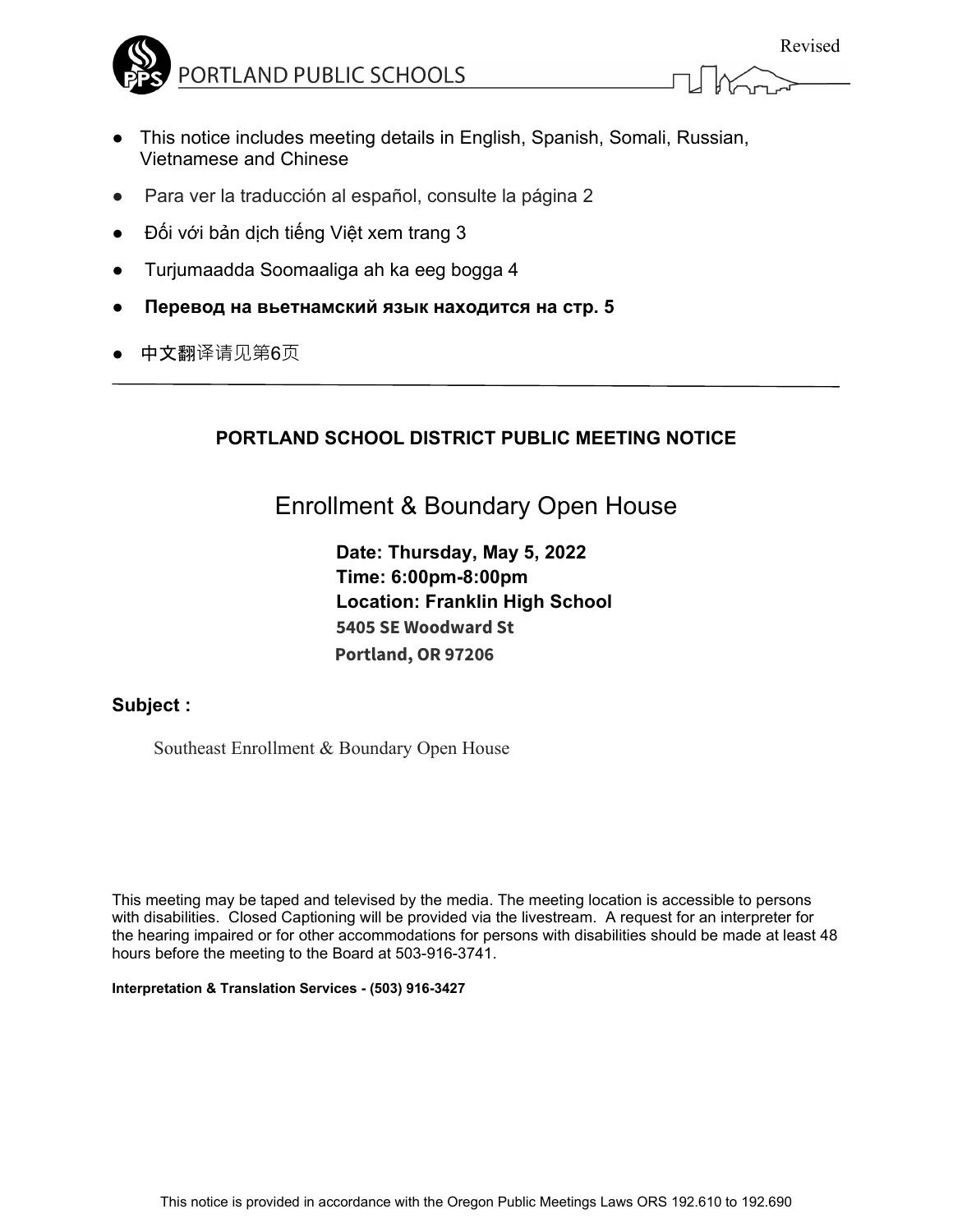Revised

PORTLAND PUBLIC SCHOOLS

- This notice includes meeting details in English, Spanish, Somali, Russian, Vietnamese and Chinese
- Para ver la traducción al español, consulte la página 2
- Đối với bản dịch tiếng Việt xem trang 3
- Turjumaadda Soomaaliga ah ka eeg bogga 4
- **Перевод на вьетнамский язык находится на стр. 5**
- 中文翻译请见第6页

---

**PORTLAND SCHOOL DISTRICT PUBLIC MEETING NOTICE**

# Enrollment & Boundary Open House

**Date: Thursday, May 5, 2022**
**Time: 6:00pm-8:00pm**
**Location: Franklin High School**
**5405 SE Woodward St**
**Portland, OR 97206**

**Subject :**

Southeast Enrollment & Boundary Open House

This meeting may be taped and televised by the media. The meeting location is accessible to persons with disabilities. Closed Captioning will be provided via the livestream. A request for an interpreter for the hearing impaired or for other accommodations for persons with disabilities should be made at least 48 hours before the meeting to the Board at 503-916-3741.

**Interpretation & Translation Services - (503) 916-3427**

This notice is provided in accordance with the Oregon Public Meetings Laws ORS 192.610 to 192.690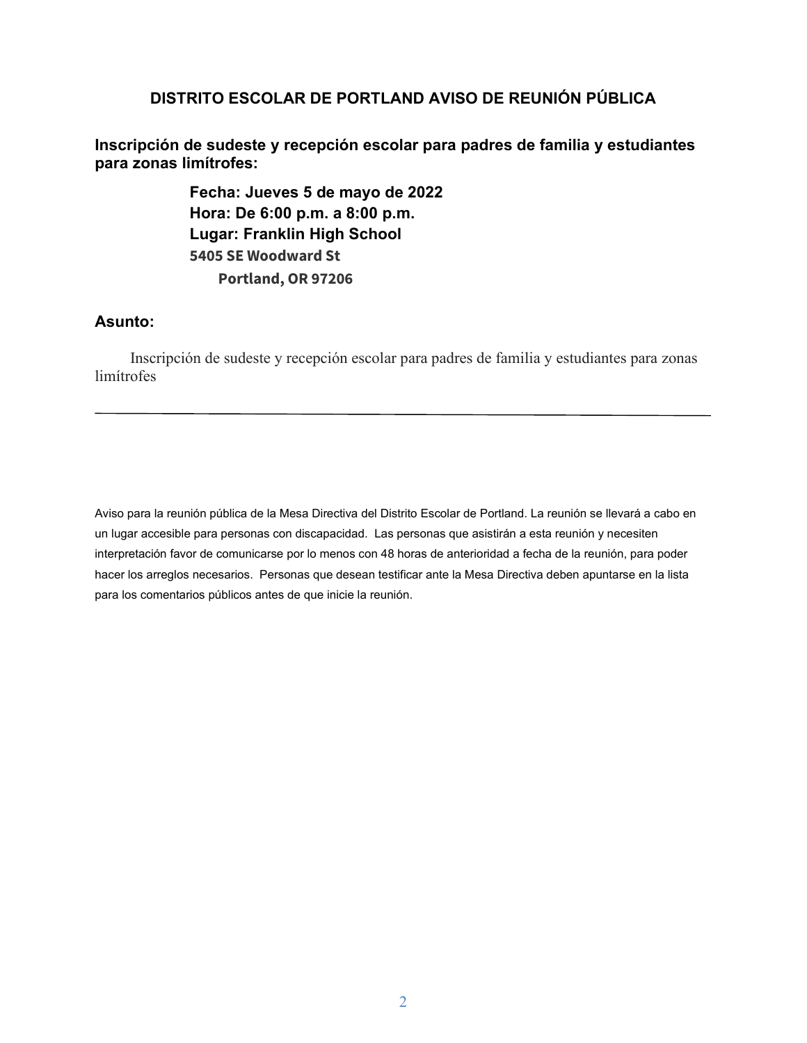# DISTRITO ESCOLAR DE PORTLAND AVISO DE REUNIÓN PÚBLICA

## Inscripción de sudeste y recepción escolar para padres de familia y estudiantes para zonas limítrofes:

**Fecha: Jueves 5 de mayo de 2022**
**Hora: De 6:00 p.m. a 8:00 p.m.**
**Lugar: Franklin High School**
**5405 SE Woodward St**
**Portland, OR 97206**

## Asunto:

Inscripción de sudeste y recepción escolar para padres de familia y estudiantes para zonas limítrofes

---

Aviso para la reunión pública de la Mesa Directiva del Distrito Escolar de Portland. La reunión se llevará a cabo en un lugar accesible para personas con discapacidad. Las personas que asistirán a esta reunión y necesiten interpretación favor de comunicarse por lo menos con 48 horas de anterioridad a fecha de la reunión, para poder hacer los arreglos necesarios. Personas que desean testificar ante la Mesa Directiva deben apuntarse en la lista para los comentarios públicos antes de que inicie la reunión.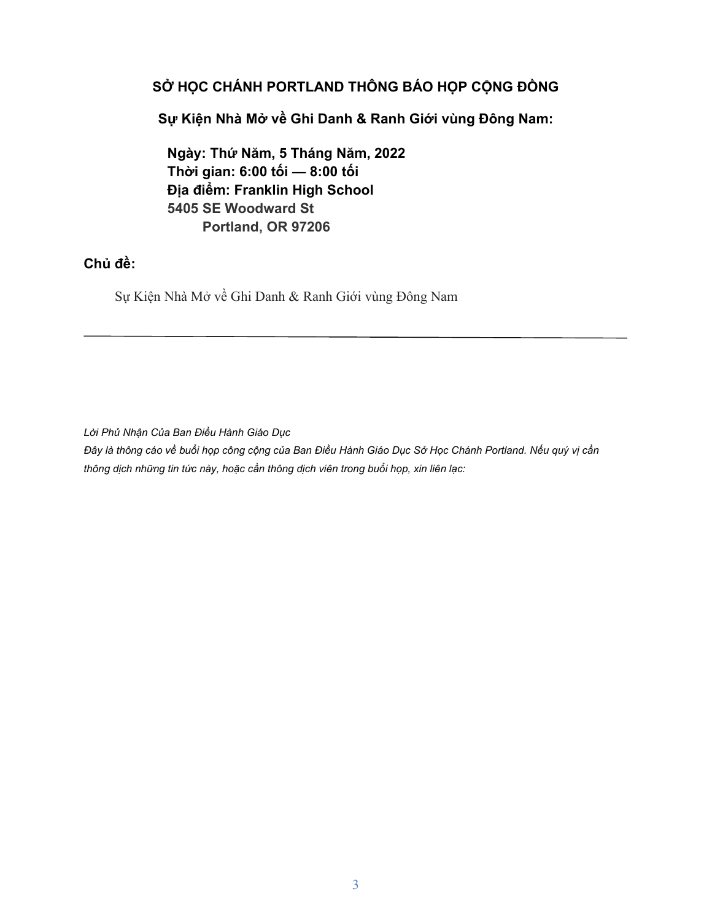**SỞ HỌC CHÁNH PORTLAND THÔNG BÁO HỌP CỘNG ĐỒNG**

**Sự Kiện Nhà Mở về Ghi Danh & Ranh Giới vùng Đông Nam:**

**Ngày: Thứ Năm, 5 Tháng Năm, 2022**
**Thời gian: 6:00 tối — 8:00 tối**
**Địa điểm: Franklin High School**
**5405 SE Woodward St**
**Portland, OR 97206**

**Chủ đề:**

Sự Kiện Nhà Mở về Ghi Danh & Ranh Giới vùng Đông Nam

---

*Lời Phủ Nhận Của Ban Điều Hành Giáo Dục*
*Đây là thông cáo về buổi họp công cộng của Ban Điều Hành Giáo Dục Sở Học Chánh Portland. Nếu quý vị cần thông dịch những tin tức này, hoặc cần thông dịch viên trong buổi họp, xin liên lạc:*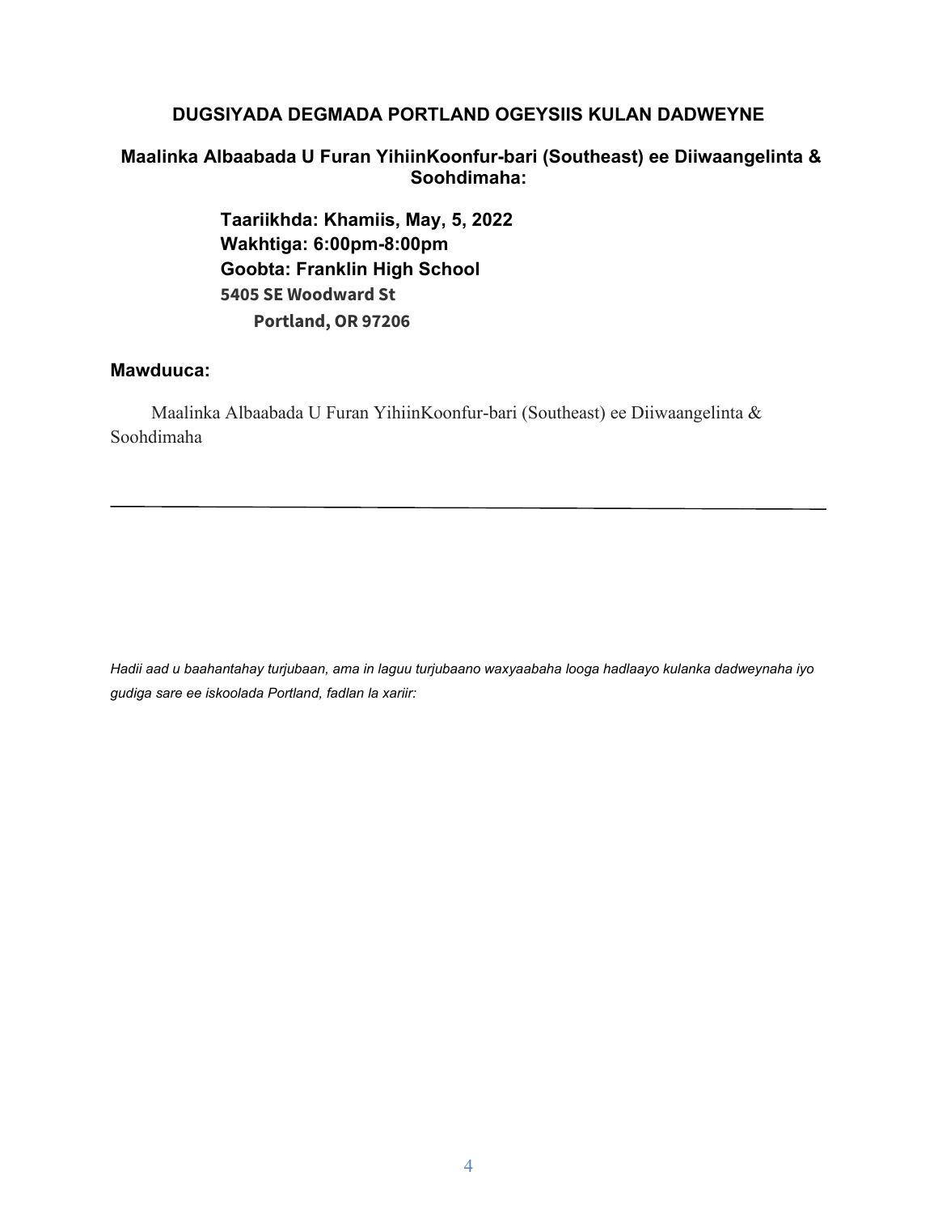## DUGSIYADA DEGMADA PORTLAND OGEYSIIS KULAN DADWEYNE

### Maalinka Albaabada U Furan YihiinKoonfur-bari (Southeast) ee Diiwaangelinta & Soohdimaha:

**Taariikhda: Khamiis, May, 5, 2022**
**Wakhtiga: 6:00pm-8:00pm**
**Goobta: Franklin High School**
**5405 SE Woodward St**
**Portland, OR 97206**

### Mawduuca:

Maalinka Albaabada U Furan YihiinKoonfur-bari (Southeast) ee Diiwaangelinta & Soohdimaha

---

*Hadii aad u baahantahay turjubaan, ama in laguu turjubaano waxyaabaha looga hadlaayo kulanka dadweynaha iyo gudiga sare ee iskoolada Portland, fadlan la xariir:*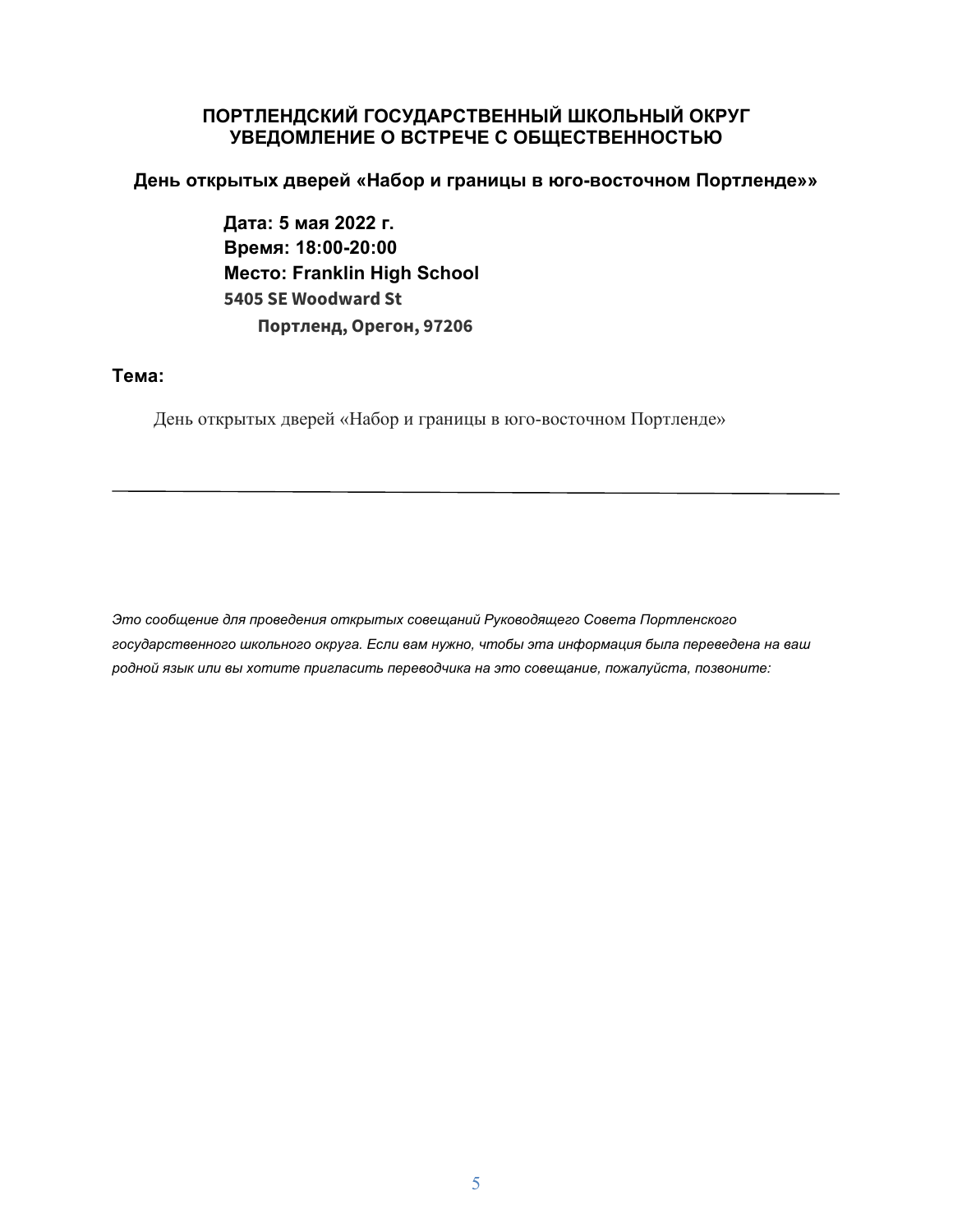## ПОРТЛЕНДСКИЙ ГОСУДАРСТВЕННЫЙ ШКОЛЬНЫЙ ОКРУГ
## УВЕДОМЛЕНИЕ О ВСТРЕЧЕ С ОБЩЕСТВЕННОСТЬЮ

### День открытых дверей «Набор и границы в юго-восточном Портленде»»

**Дата: 5 мая 2022 г.**
**Время: 18:00-20:00**
**Место: Franklin High School**
**5405 SE Woodward St**
**Портленд, Орегон, 97206**

**Тема:**

День открытых дверей «Набор и границы в юго-восточном Портленде»

---

*Это сообщение для проведения открытых совещаний Руководящего Совета Портленского государственного школьного округа. Если вам нужно, чтобы эта информация была переведена на ваш родной язык или вы хотите пригласить переводчика на это совещание, пожалуйста, позвоните:*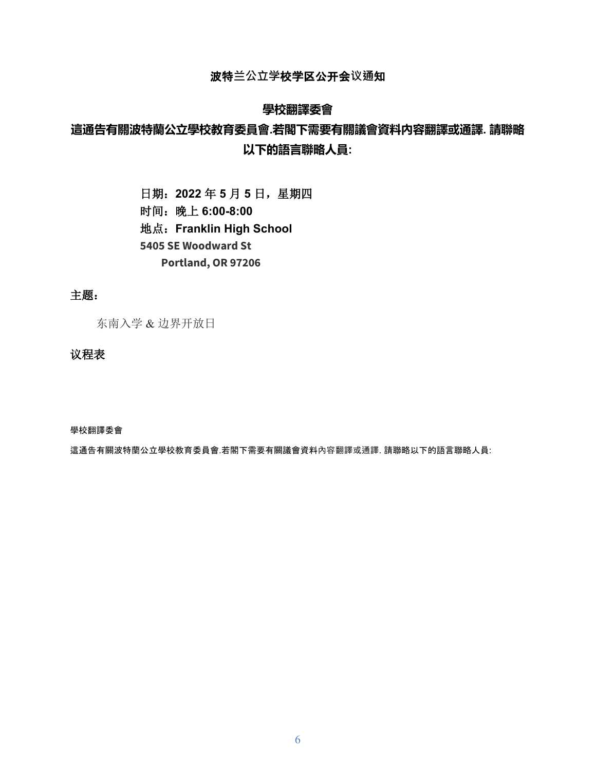**波特兰公立学校学区公开会议通知**

## 學校翻譯委會

## 這通告有關波特蘭公立學校教育委員會.若閣下需要有關議會資料內容翻譯或通譯. 請聯略以下的語言聯略人員:

**日期：2022 年 5 月 5 日，星期四**
**时间：晚上 6:00-8:00**
**地点：Franklin High School**
**5405 SE Woodward St**
**Portland, OR 97206**

**主题：**

东南入学 & 边界开放日

**议程表**

學校翻譯委會

這通告有關波特蘭公立學校教育委員會.若閣下需要有關議會資料內容翻譯或通譯. 請聯略以下的語言聯略人員: